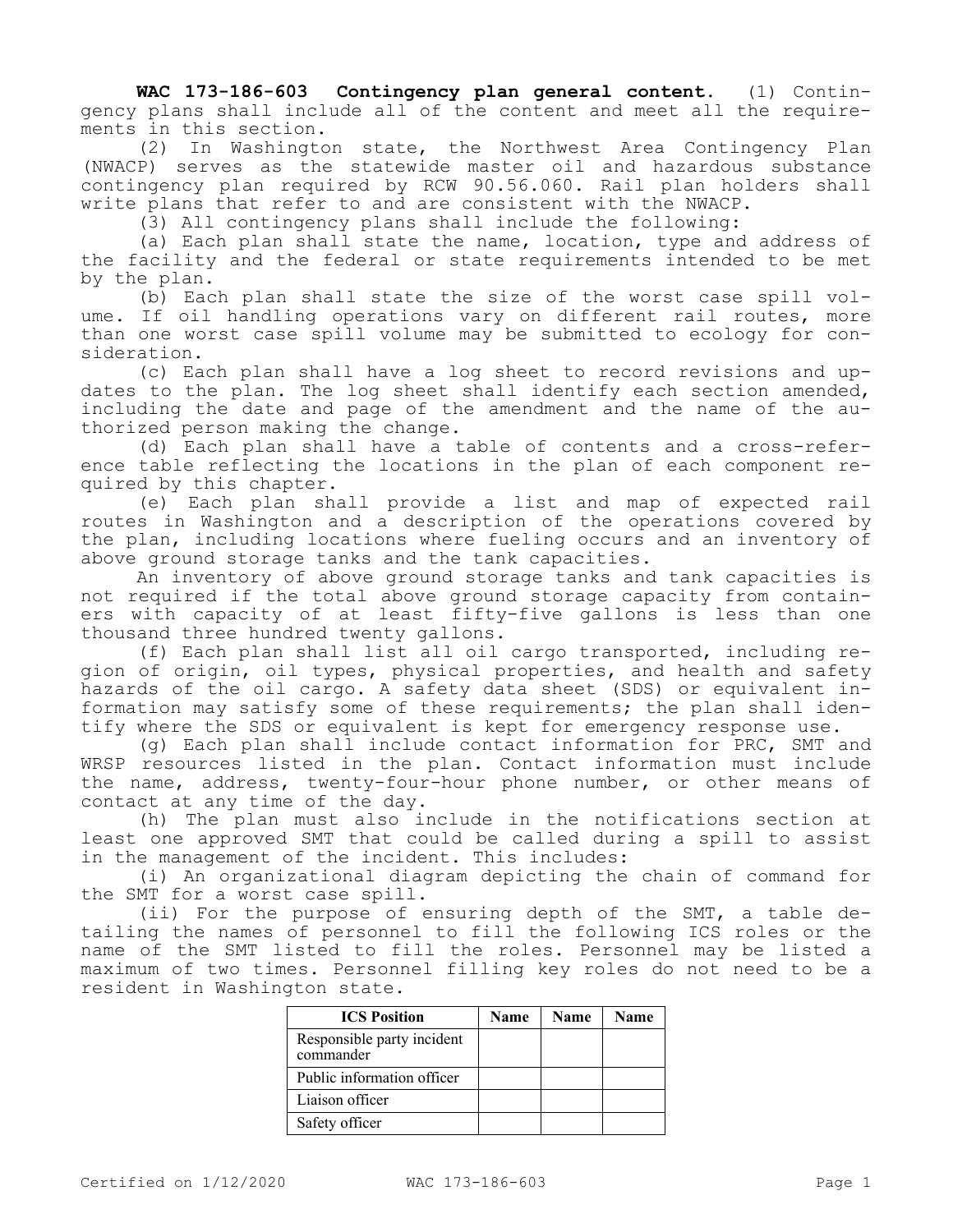**WAC 173-186-603 Contingency plan general content.** (1) Contingency plans shall include all of the content and meet all the requirements in this section.

(2) In Washington state, the Northwest Area Contingency Plan (NWACP) serves as the statewide master oil and hazardous substance contingency plan required by RCW 90.56.060. Rail plan holders shall write plans that refer to and are consistent with the NWACP.

(3) All contingency plans shall include the following:

(a) Each plan shall state the name, location, type and address of the facility and the federal or state requirements intended to be met by the plan.

(b) Each plan shall state the size of the worst case spill volume. If oil handling operations vary on different rail routes, more than one worst case spill volume may be submitted to ecology for consideration.

(c) Each plan shall have a log sheet to record revisions and updates to the plan. The log sheet shall identify each section amended, including the date and page of the amendment and the name of the authorized person making the change.

(d) Each plan shall have a table of contents and a cross-reference table reflecting the locations in the plan of each component required by this chapter.

(e) Each plan shall provide a list and map of expected rail routes in Washington and a description of the operations covered by the plan, including locations where fueling occurs and an inventory of above ground storage tanks and the tank capacities.

An inventory of above ground storage tanks and tank capacities is not required if the total above ground storage capacity from containers with capacity of at least fifty-five gallons is less than one thousand three hundred twenty gallons.

(f) Each plan shall list all oil cargo transported, including region of origin, oil types, physical properties, and health and safety hazards of the oil cargo. A safety data sheet (SDS) or equivalent information may satisfy some of these requirements; the plan shall identify where the SDS or equivalent is kept for emergency response use.

(g) Each plan shall include contact information for PRC, SMT and WRSP resources listed in the plan. Contact information must include the name, address, twenty-four-hour phone number, or other means of contact at any time of the day.

(h) The plan must also include in the notifications section at least one approved SMT that could be called during a spill to assist in the management of the incident. This includes:

(i) An organizational diagram depicting the chain of command for the SMT for a worst case spill.

(ii) For the purpose of ensuring depth of the SMT, a table detailing the names of personnel to fill the following ICS roles or the name of the SMT listed to fill the roles. Personnel may be listed a maximum of two times. Personnel filling key roles do not need to be a resident in Washington state.

| ICS Position | Name | Name | Name |
|---|---|---|---|
| Responsible party incident commander | | | |
| Public information officer | | | |
| Liaison officer | | | |
| Safety officer | | | |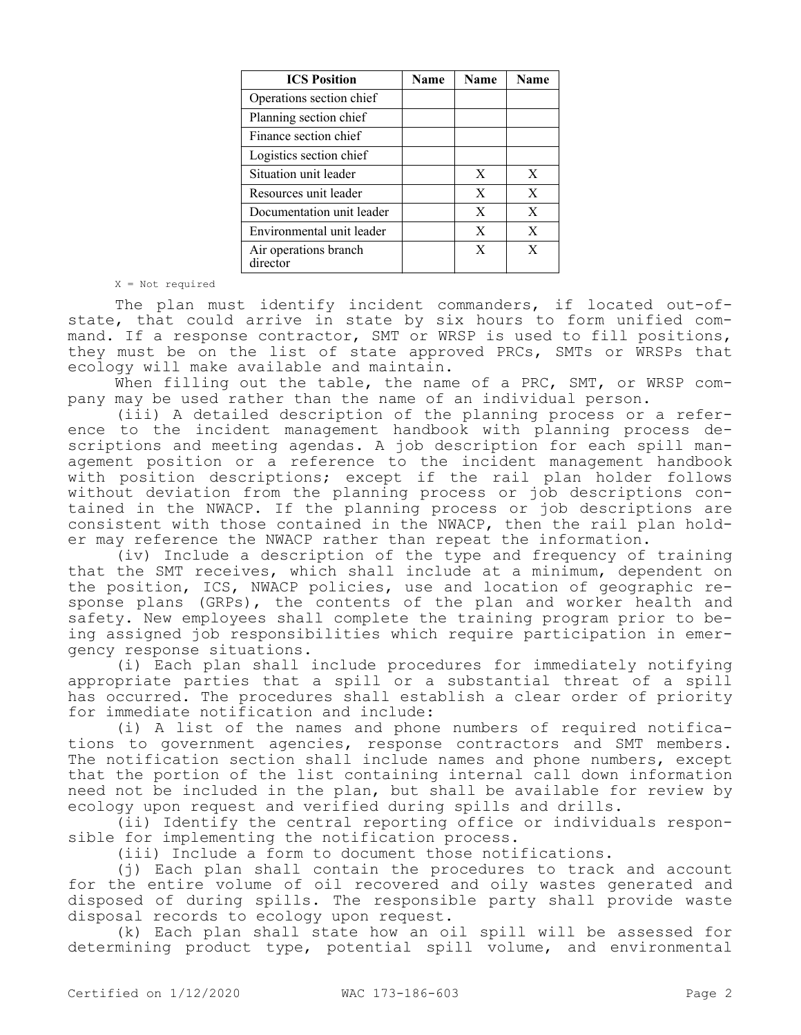| ICS Position | Name | Name | Name |
|---|---|---|---|
| Operations section chief | | | |
| Planning section chief | | | |
| Finance section chief | | | |
| Logistics section chief | | | |
| Situation unit leader | | X | X |
| Resources unit leader | | X | X |
| Documentation unit leader | | X | X |
| Environmental unit leader | | X | X |
| Air operations branch director | | X | X |

X = Not required

The plan must identify incident commanders, if located out-of-state, that could arrive in state by six hours to form unified command. If a response contractor, SMT or WRSP is used to fill positions, they must be on the list of state approved PRCs, SMTs or WRSPs that ecology will make available and maintain.

When filling out the table, the name of a PRC, SMT, or WRSP company may be used rather than the name of an individual person.

(iii) A detailed description of the planning process or a reference to the incident management handbook with planning process descriptions and meeting agendas. A job description for each spill management position or a reference to the incident management handbook with position descriptions; except if the rail plan holder follows without deviation from the planning process or job descriptions contained in the NWACP. If the planning process or job descriptions are consistent with those contained in the NWACP, then the rail plan holder may reference the NWACP rather than repeat the information.

(iv) Include a description of the type and frequency of training that the SMT receives, which shall include at a minimum, dependent on the position, ICS, NWACP policies, use and location of geographic response plans (GRPs), the contents of the plan and worker health and safety. New employees shall complete the training program prior to being assigned job responsibilities which require participation in emergency response situations.

(i) Each plan shall include procedures for immediately notifying appropriate parties that a spill or a substantial threat of a spill has occurred. The procedures shall establish a clear order of priority for immediate notification and include:

(i) A list of the names and phone numbers of required notifications to government agencies, response contractors and SMT members. The notification section shall include names and phone numbers, except that the portion of the list containing internal call down information need not be included in the plan, but shall be available for review by ecology upon request and verified during spills and drills.

(ii) Identify the central reporting office or individuals responsible for implementing the notification process.

(iii) Include a form to document those notifications.

(j) Each plan shall contain the procedures to track and account for the entire volume of oil recovered and oily wastes generated and disposed of during spills. The responsible party shall provide waste disposal records to ecology upon request.

(k) Each plan shall state how an oil spill will be assessed for determining product type, potential spill volume, and environmental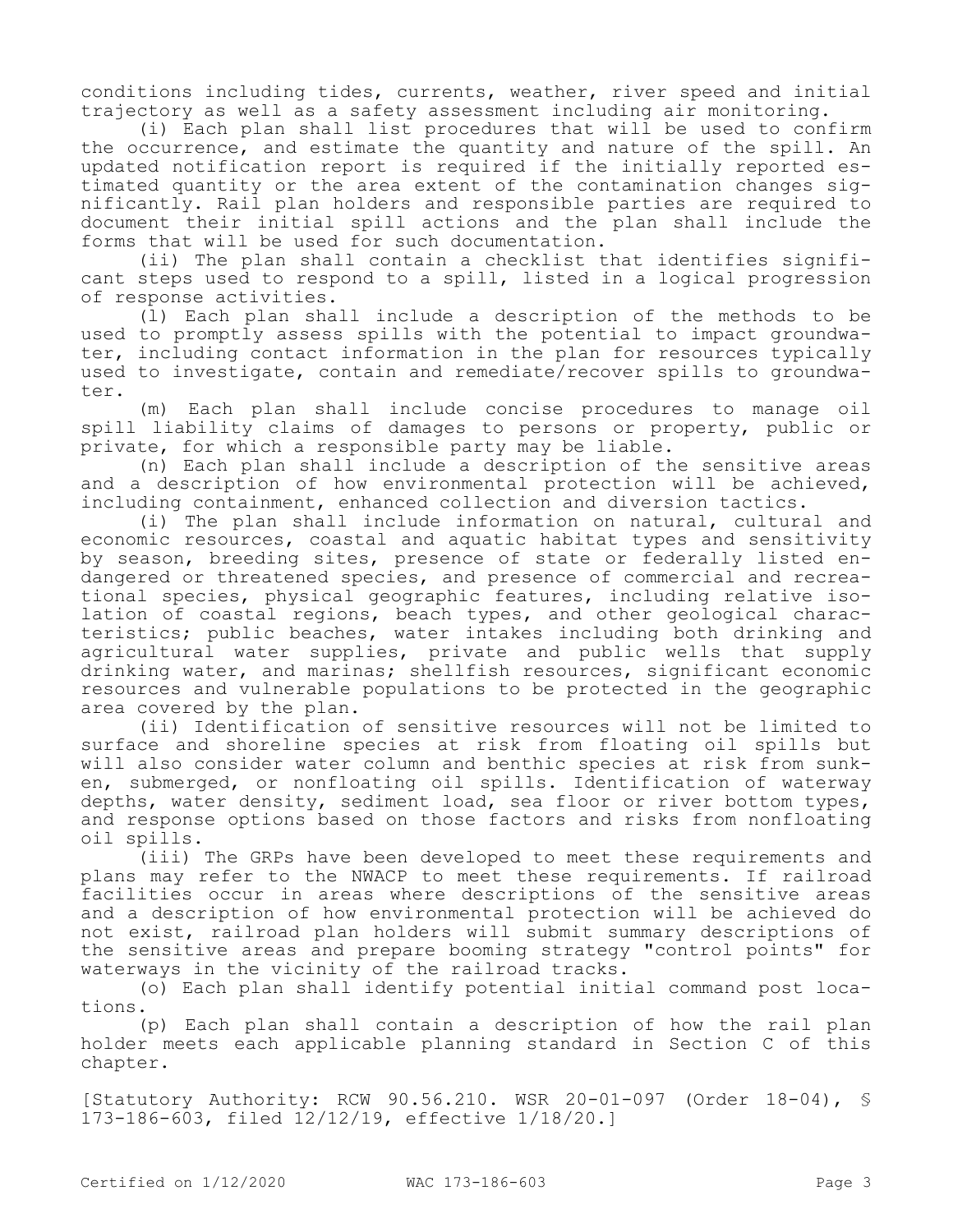conditions including tides, currents, weather, river speed and initial trajectory as well as a safety assessment including air monitoring.

(i) Each plan shall list procedures that will be used to confirm the occurrence, and estimate the quantity and nature of the spill. An updated notification report is required if the initially reported estimated quantity or the area extent of the contamination changes significantly. Rail plan holders and responsible parties are required to document their initial spill actions and the plan shall include the forms that will be used for such documentation.

(ii) The plan shall contain a checklist that identifies significant steps used to respond to a spill, listed in a logical progression of response activities.

(l) Each plan shall include a description of the methods to be used to promptly assess spills with the potential to impact groundwater, including contact information in the plan for resources typically used to investigate, contain and remediate/recover spills to groundwater.

(m) Each plan shall include concise procedures to manage oil spill liability claims of damages to persons or property, public or private, for which a responsible party may be liable.

(n) Each plan shall include a description of the sensitive areas and a description of how environmental protection will be achieved, including containment, enhanced collection and diversion tactics.

(i) The plan shall include information on natural, cultural and economic resources, coastal and aquatic habitat types and sensitivity by season, breeding sites, presence of state or federally listed endangered or threatened species, and presence of commercial and recreational species, physical geographic features, including relative isolation of coastal regions, beach types, and other geological characteristics; public beaches, water intakes including both drinking and agricultural water supplies, private and public wells that supply drinking water, and marinas; shellfish resources, significant economic resources and vulnerable populations to be protected in the geographic area covered by the plan.

(ii) Identification of sensitive resources will not be limited to surface and shoreline species at risk from floating oil spills but will also consider water column and benthic species at risk from sunken, submerged, or nonfloating oil spills. Identification of waterway depths, water density, sediment load, sea floor or river bottom types, and response options based on those factors and risks from nonfloating oil spills.

(iii) The GRPs have been developed to meet these requirements and plans may refer to the NWACP to meet these requirements. If railroad facilities occur in areas where descriptions of the sensitive areas and a description of how environmental protection will be achieved do not exist, railroad plan holders will submit summary descriptions of the sensitive areas and prepare booming strategy "control points" for waterways in the vicinity of the railroad tracks.

(o) Each plan shall identify potential initial command post locations.

(p) Each plan shall contain a description of how the rail plan holder meets each applicable planning standard in Section C of this chapter.

[Statutory Authority: RCW 90.56.210. WSR 20-01-097 (Order 18-04), § 173-186-603, filed 12/12/19, effective 1/18/20.]